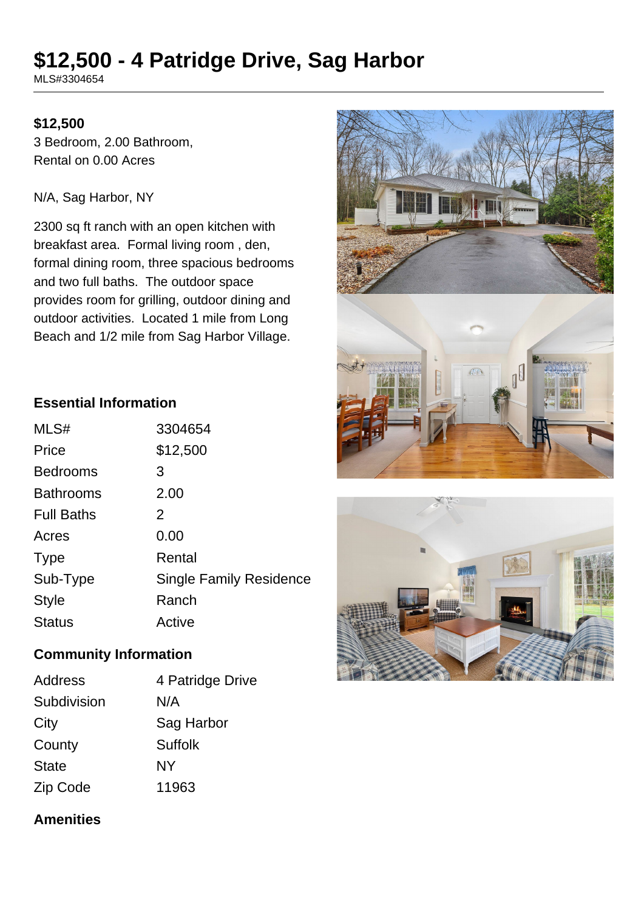# $12,500 - 4 Patridge Drive, Sag Harbor

MLS#3304654

**$12,500**

3 Bedroom, 2.00 Bathroom,
Rental on 0.00 Acres

N/A, Sag Harbor, NY

2300 sq ft ranch with an open kitchen with breakfast area. Formal living room , den, formal dining room, three spacious bedrooms and two full baths. The outdoor space provides room for grilling, outdoor dining and outdoor activities. Located 1 mile from Long Beach and 1/2 mile from Sag Harbor Village.

## Essential Information

| | |
|---|---|
| MLS# | 3304654 |
| Price | $12,500 |
| Bedrooms | 3 |
| Bathrooms | 2.00 |
| Full Baths | 2 |
| Acres | 0.00 |
| Type | Rental |
| Sub-Type | Single Family Residence |
| Style | Ranch |
| Status | Active |

## Community Information

| | |
|---|---|
| Address | 4 Patridge Drive |
| Subdivision | N/A |
| City | Sag Harbor |
| County | Suffolk |
| State | NY |
| Zip Code | 11963 |

## Amenities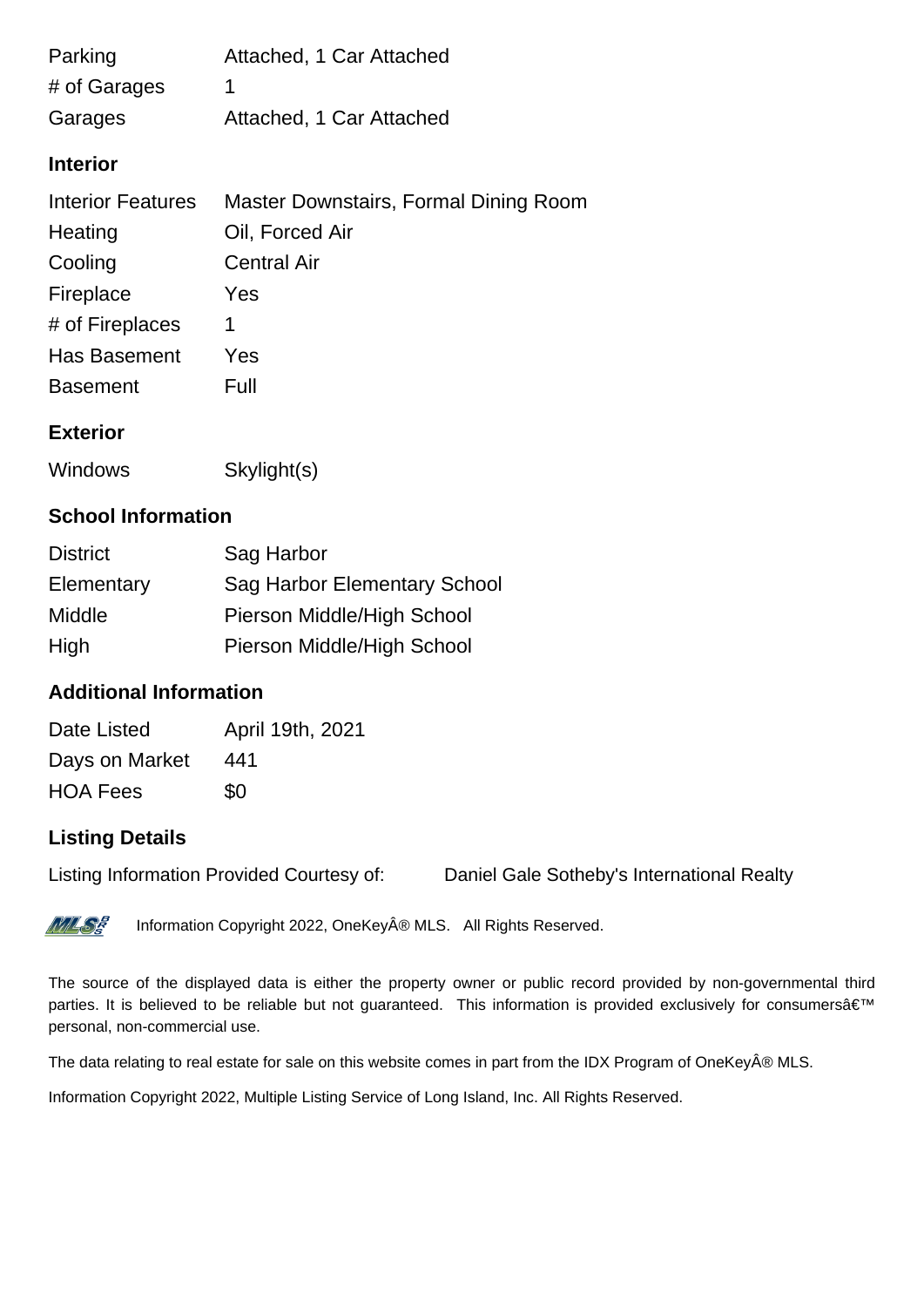| | |
|---|---|
| Parking | Attached, 1 Car Attached |
| # of Garages | 1 |
| Garages | Attached, 1 Car Attached |

### Interior

| | |
|---|---|
| Interior Features | Master Downstairs, Formal Dining Room |
| Heating | Oil, Forced Air |
| Cooling | Central Air |
| Fireplace | Yes |
| # of Fireplaces | 1 |
| Has Basement | Yes |
| Basement | Full |

### Exterior

| | |
|---|---|
| Windows | Skylight(s) |

### School Information

| | |
|---|---|
| District | Sag Harbor |
| Elementary | Sag Harbor Elementary School |
| Middle | Pierson Middle/High School |
| High | Pierson Middle/High School |

### Additional Information

| | |
|---|---|
| Date Listed | April 19th, 2021 |
| Days on Market | 441 |
| HOA Fees | $0 |

### Listing Details

Listing Information Provided Courtesy of: Daniel Gale Sotheby's International Realty

Information Copyright 2022, OneKeyÂ® MLS. All Rights Reserved.

The source of the displayed data is either the property owner or public record provided by non-governmental third parties. It is believed to be reliable but not guaranteed. This information is provided exclusively for consumersâ€™ personal, non-commercial use.

The data relating to real estate for sale on this website comes in part from the IDX Program of OneKeyÂ® MLS.

Information Copyright 2022, Multiple Listing Service of Long Island, Inc. All Rights Reserved.